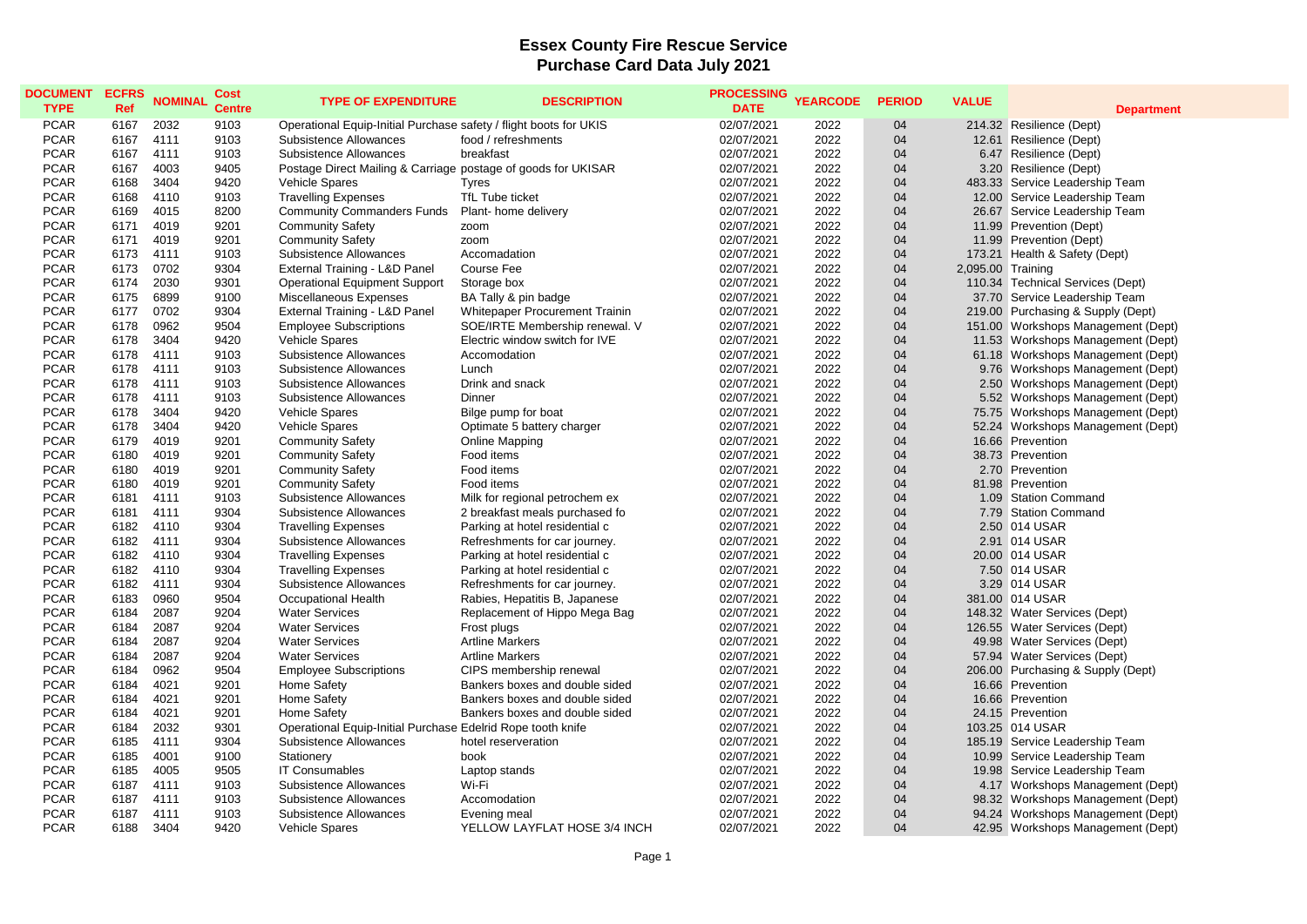# Essex County Fire Rescue Service

## Purchase Card Data July 2021

| DOCUMENT TYPE | ECFRS Ref | NOMINAL | Cost Centre | TYPE OF EXPENDITURE | DESCRIPTION | PROCESSING DATE | YEARCODE | PERIOD | VALUE | Department |
|---|---|---|---|---|---|---|---|---|---|---|
| PCAR | 6167 | 2032 | 9103 | Operational Equip-Initial Purchase | safety / flight boots for UKIS | 02/07/2021 | 2022 | 04 | 214.32 | Resilience (Dept) |
| PCAR | 6167 | 4111 | 9103 | Subsistence Allowances | food / refreshments | 02/07/2021 | 2022 | 04 | 12.61 | Resilience (Dept) |
| PCAR | 6167 | 4111 | 9103 | Subsistence Allowances | breakfast | 02/07/2021 | 2022 | 04 | 6.47 | Resilience (Dept) |
| PCAR | 6167 | 4003 | 9405 | Postage Direct Mailing & Carriage | postage of goods for UKISAR | 02/07/2021 | 2022 | 04 | 3.20 | Resilience (Dept) |
| PCAR | 6168 | 3404 | 9420 | Vehicle Spares | Tyres | 02/07/2021 | 2022 | 04 | 483.33 | Service Leadership Team |
| PCAR | 6168 | 4110 | 9103 | Travelling Expenses | TfL Tube ticket | 02/07/2021 | 2022 | 04 | 12.00 | Service Leadership Team |
| PCAR | 6169 | 4015 | 8200 | Community Commanders Funds | Plant- home delivery | 02/07/2021 | 2022 | 04 | 26.67 | Service Leadership Team |
| PCAR | 6171 | 4019 | 9201 | Community Safety | zoom | 02/07/2021 | 2022 | 04 | 11.99 | Prevention (Dept) |
| PCAR | 6171 | 4019 | 9201 | Community Safety | zoom | 02/07/2021 | 2022 | 04 | 11.99 | Prevention (Dept) |
| PCAR | 6173 | 4111 | 9103 | Subsistence Allowances | Accomadation | 02/07/2021 | 2022 | 04 | 173.21 | Health & Safety (Dept) |
| PCAR | 6173 | 0702 | 9304 | External Training - L&D Panel | Course Fee | 02/07/2021 | 2022 | 04 | 2,095.00 | Training |
| PCAR | 6174 | 2030 | 9301 | Operational Equipment Support | Storage box | 02/07/2021 | 2022 | 04 | 110.34 | Technical Services (Dept) |
| PCAR | 6175 | 6899 | 9100 | Miscellaneous Expenses | BA Tally & pin badge | 02/07/2021 | 2022 | 04 | 37.70 | Service Leadership Team |
| PCAR | 6177 | 0702 | 9304 | External Training - L&D Panel | Whitepaper Procurement Trainin | 02/07/2021 | 2022 | 04 | 219.00 | Purchasing & Supply (Dept) |
| PCAR | 6178 | 0962 | 9504 | Employee Subscriptions | SOE/IRTE Membership renewal. V | 02/07/2021 | 2022 | 04 | 151.00 | Workshops Management (Dept) |
| PCAR | 6178 | 3404 | 9420 | Vehicle Spares | Electric window switch for IVE | 02/07/2021 | 2022 | 04 | 11.53 | Workshops Management (Dept) |
| PCAR | 6178 | 4111 | 9103 | Subsistence Allowances | Accomodation | 02/07/2021 | 2022 | 04 | 61.18 | Workshops Management (Dept) |
| PCAR | 6178 | 4111 | 9103 | Subsistence Allowances | Lunch | 02/07/2021 | 2022 | 04 | 9.76 | Workshops Management (Dept) |
| PCAR | 6178 | 4111 | 9103 | Subsistence Allowances | Drink and snack | 02/07/2021 | 2022 | 04 | 2.50 | Workshops Management (Dept) |
| PCAR | 6178 | 4111 | 9103 | Subsistence Allowances | Dinner | 02/07/2021 | 2022 | 04 | 5.52 | Workshops Management (Dept) |
| PCAR | 6178 | 3404 | 9420 | Vehicle Spares | Bilge pump for boat | 02/07/2021 | 2022 | 04 | 75.75 | Workshops Management (Dept) |
| PCAR | 6178 | 3404 | 9420 | Vehicle Spares | Optimate 5 battery charger | 02/07/2021 | 2022 | 04 | 52.24 | Workshops Management (Dept) |
| PCAR | 6179 | 4019 | 9201 | Community Safety | Online Mapping | 02/07/2021 | 2022 | 04 | 16.66 | Prevention |
| PCAR | 6180 | 4019 | 9201 | Community Safety | Food items | 02/07/2021 | 2022 | 04 | 38.73 | Prevention |
| PCAR | 6180 | 4019 | 9201 | Community Safety | Food items | 02/07/2021 | 2022 | 04 | 2.70 | Prevention |
| PCAR | 6180 | 4019 | 9201 | Community Safety | Food items | 02/07/2021 | 2022 | 04 | 81.98 | Prevention |
| PCAR | 6181 | 4111 | 9103 | Subsistence Allowances | Milk for regional petrochem ex | 02/07/2021 | 2022 | 04 | 1.09 | Station Command |
| PCAR | 6181 | 4111 | 9304 | Subsistence Allowances | 2 breakfast meals purchased fo | 02/07/2021 | 2022 | 04 | 7.79 | Station Command |
| PCAR | 6182 | 4110 | 9304 | Travelling Expenses | Parking at hotel residential c | 02/07/2021 | 2022 | 04 | 2.50 | 014 USAR |
| PCAR | 6182 | 4111 | 9304 | Subsistence Allowances | Refreshments for car journey. | 02/07/2021 | 2022 | 04 | 2.91 | 014 USAR |
| PCAR | 6182 | 4110 | 9304 | Travelling Expenses | Parking at hotel residential c | 02/07/2021 | 2022 | 04 | 20.00 | 014 USAR |
| PCAR | 6182 | 4110 | 9304 | Travelling Expenses | Parking at hotel residential c | 02/07/2021 | 2022 | 04 | 7.50 | 014 USAR |
| PCAR | 6182 | 4111 | 9304 | Subsistence Allowances | Refreshments for car journey. | 02/07/2021 | 2022 | 04 | 3.29 | 014 USAR |
| PCAR | 6183 | 0960 | 9504 | Occupational Health | Rabies, Hepatitis B, Japanese | 02/07/2021 | 2022 | 04 | 381.00 | 014 USAR |
| PCAR | 6184 | 2087 | 9204 | Water Services | Replacement of Hippo Mega Bag | 02/07/2021 | 2022 | 04 | 148.32 | Water Services (Dept) |
| PCAR | 6184 | 2087 | 9204 | Water Services | Frost plugs | 02/07/2021 | 2022 | 04 | 126.55 | Water Services (Dept) |
| PCAR | 6184 | 2087 | 9204 | Water Services | Artline Markers | 02/07/2021 | 2022 | 04 | 49.98 | Water Services (Dept) |
| PCAR | 6184 | 2087 | 9204 | Water Services | Artline Markers | 02/07/2021 | 2022 | 04 | 57.94 | Water Services (Dept) |
| PCAR | 6184 | 0962 | 9504 | Employee Subscriptions | CIPS membership renewal | 02/07/2021 | 2022 | 04 | 206.00 | Purchasing & Supply (Dept) |
| PCAR | 6184 | 4021 | 9201 | Home Safety | Bankers boxes and double sided | 02/07/2021 | 2022 | 04 | 16.66 | Prevention |
| PCAR | 6184 | 4021 | 9201 | Home Safety | Bankers boxes and double sided | 02/07/2021 | 2022 | 04 | 16.66 | Prevention |
| PCAR | 6184 | 4021 | 9201 | Home Safety | Bankers boxes and double sided | 02/07/2021 | 2022 | 04 | 24.15 | Prevention |
| PCAR | 6184 | 2032 | 9301 | Operational Equip-Initial Purchase | Edelrid Rope tooth knife | 02/07/2021 | 2022 | 04 | 103.25 | 014 USAR |
| PCAR | 6185 | 4111 | 9304 | Subsistence Allowances | hotel reserveration | 02/07/2021 | 2022 | 04 | 185.19 | Service Leadership Team |
| PCAR | 6185 | 4001 | 9100 | Stationery | book | 02/07/2021 | 2022 | 04 | 10.99 | Service Leadership Team |
| PCAR | 6185 | 4005 | 9505 | IT Consumables | Laptop stands | 02/07/2021 | 2022 | 04 | 19.98 | Service Leadership Team |
| PCAR | 6187 | 4111 | 9103 | Subsistence Allowances | Wi-Fi | 02/07/2021 | 2022 | 04 | 4.17 | Workshops Management (Dept) |
| PCAR | 6187 | 4111 | 9103 | Subsistence Allowances | Accomodation | 02/07/2021 | 2022 | 04 | 98.32 | Workshops Management (Dept) |
| PCAR | 6187 | 4111 | 9103 | Subsistence Allowances | Evening meal | 02/07/2021 | 2022 | 04 | 94.24 | Workshops Management (Dept) |
| PCAR | 6188 | 3404 | 9420 | Vehicle Spares | YELLOW LAYFLAT HOSE 3/4 INCH | 02/07/2021 | 2022 | 04 | 42.95 | Workshops Management (Dept) |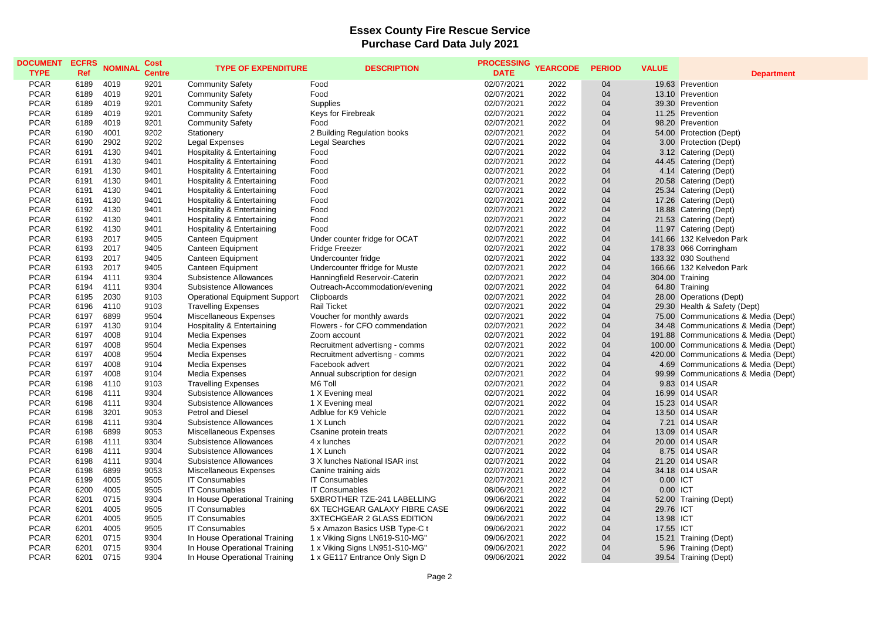# Essex County Fire Rescue Service
## Purchase Card Data July 2021

| DOCUMENT TYPE | ECFRS Ref | NOMINAL | Cost Centre | TYPE OF EXPENDITURE | DESCRIPTION | PROCESSING DATE | YEARCODE | PERIOD | VALUE | Department |
|---|---|---|---|---|---|---|---|---|---|---|
| PCAR | 6189 | 4019 | 9201 | Community Safety | Food | 02/07/2021 | 2022 | 04 | 19.63 | Prevention |
| PCAR | 6189 | 4019 | 9201 | Community Safety | Food | 02/07/2021 | 2022 | 04 | 13.10 | Prevention |
| PCAR | 6189 | 4019 | 9201 | Community Safety | Supplies | 02/07/2021 | 2022 | 04 | 39.30 | Prevention |
| PCAR | 6189 | 4019 | 9201 | Community Safety | Keys for Firebreak | 02/07/2021 | 2022 | 04 | 11.25 | Prevention |
| PCAR | 6189 | 4019 | 9201 | Community Safety | Food | 02/07/2021 | 2022 | 04 | 98.20 | Prevention |
| PCAR | 6190 | 4001 | 9202 | Stationery | 2 Building Regulation books | 02/07/2021 | 2022 | 04 | 54.00 | Protection (Dept) |
| PCAR | 6190 | 2902 | 9202 | Legal Expenses | Legal Searches | 02/07/2021 | 2022 | 04 | 3.00 | Protection (Dept) |
| PCAR | 6191 | 4130 | 9401 | Hospitality & Entertaining | Food | 02/07/2021 | 2022 | 04 | 3.12 | Catering (Dept) |
| PCAR | 6191 | 4130 | 9401 | Hospitality & Entertaining | Food | 02/07/2021 | 2022 | 04 | 44.45 | Catering (Dept) |
| PCAR | 6191 | 4130 | 9401 | Hospitality & Entertaining | Food | 02/07/2021 | 2022 | 04 | 4.14 | Catering (Dept) |
| PCAR | 6191 | 4130 | 9401 | Hospitality & Entertaining | Food | 02/07/2021 | 2022 | 04 | 20.58 | Catering (Dept) |
| PCAR | 6191 | 4130 | 9401 | Hospitality & Entertaining | Food | 02/07/2021 | 2022 | 04 | 25.34 | Catering (Dept) |
| PCAR | 6191 | 4130 | 9401 | Hospitality & Entertaining | Food | 02/07/2021 | 2022 | 04 | 17.26 | Catering (Dept) |
| PCAR | 6192 | 4130 | 9401 | Hospitality & Entertaining | Food | 02/07/2021 | 2022 | 04 | 18.88 | Catering (Dept) |
| PCAR | 6192 | 4130 | 9401 | Hospitality & Entertaining | Food | 02/07/2021 | 2022 | 04 | 21.53 | Catering (Dept) |
| PCAR | 6192 | 4130 | 9401 | Hospitality & Entertaining | Food | 02/07/2021 | 2022 | 04 | 11.97 | Catering (Dept) |
| PCAR | 6193 | 2017 | 9405 | Canteen Equipment | Under counter fridge for OCAT | 02/07/2021 | 2022 | 04 | 141.66 | 132 Kelvedon Park |
| PCAR | 6193 | 2017 | 9405 | Canteen Equipment | Fridge Freezer | 02/07/2021 | 2022 | 04 | 178.33 | 066 Corringham |
| PCAR | 6193 | 2017 | 9405 | Canteen Equipment | Undercounter fridge | 02/07/2021 | 2022 | 04 | 133.32 | 030 Southend |
| PCAR | 6193 | 2017 | 9405 | Canteen Equipment | Undercounter ffridge for Muste | 02/07/2021 | 2022 | 04 | 166.66 | 132 Kelvedon Park |
| PCAR | 6194 | 4111 | 9304 | Subsistence Allowances | Hanningfield Reservoir-Caterin | 02/07/2021 | 2022 | 04 | 304.00 | Training |
| PCAR | 6194 | 4111 | 9304 | Subsistence Allowances | Outreach-Accommodation/evening | 02/07/2021 | 2022 | 04 | 64.80 | Training |
| PCAR | 6195 | 2030 | 9103 | Operational Equipment Support | Clipboards | 02/07/2021 | 2022 | 04 | 28.00 | Operations (Dept) |
| PCAR | 6196 | 4110 | 9103 | Travelling Expenses | Rail Ticket | 02/07/2021 | 2022 | 04 | 29.30 | Health & Safety (Dept) |
| PCAR | 6197 | 6899 | 9504 | Miscellaneous Expenses | Voucher for monthly awards | 02/07/2021 | 2022 | 04 | 75.00 | Communications & Media (Dept) |
| PCAR | 6197 | 4130 | 9104 | Hospitality & Entertaining | Flowers - for CFO commendation | 02/07/2021 | 2022 | 04 | 34.48 | Communications & Media (Dept) |
| PCAR | 6197 | 4008 | 9104 | Media Expenses | Zoom account | 02/07/2021 | 2022 | 04 | 191.88 | Communications & Media (Dept) |
| PCAR | 6197 | 4008 | 9504 | Media Expenses | Recruitment advertisng - comms | 02/07/2021 | 2022 | 04 | 100.00 | Communications & Media (Dept) |
| PCAR | 6197 | 4008 | 9504 | Media Expenses | Recruitment advertisng - comms | 02/07/2021 | 2022 | 04 | 420.00 | Communications & Media (Dept) |
| PCAR | 6197 | 4008 | 9104 | Media Expenses | Facebook advert | 02/07/2021 | 2022 | 04 | 4.69 | Communications & Media (Dept) |
| PCAR | 6197 | 4008 | 9104 | Media Expenses | Annual subscription for design | 02/07/2021 | 2022 | 04 | 99.99 | Communications & Media (Dept) |
| PCAR | 6198 | 4110 | 9103 | Travelling Expenses | M6 Toll | 02/07/2021 | 2022 | 04 | 9.83 | 014 USAR |
| PCAR | 6198 | 4111 | 9304 | Subsistence Allowances | 1 X Evening meal | 02/07/2021 | 2022 | 04 | 16.99 | 014 USAR |
| PCAR | 6198 | 4111 | 9304 | Subsistence Allowances | 1 X Evening meal | 02/07/2021 | 2022 | 04 | 15.23 | 014 USAR |
| PCAR | 6198 | 3201 | 9053 | Petrol and Diesel | Adblue for K9 Vehicle | 02/07/2021 | 2022 | 04 | 13.50 | 014 USAR |
| PCAR | 6198 | 4111 | 9304 | Subsistence Allowances | 1 X Lunch | 02/07/2021 | 2022 | 04 | 7.21 | 014 USAR |
| PCAR | 6198 | 6899 | 9053 | Miscellaneous Expenses | Csanine protein treats | 02/07/2021 | 2022 | 04 | 13.09 | 014 USAR |
| PCAR | 6198 | 4111 | 9304 | Subsistence Allowances | 4 x lunches | 02/07/2021 | 2022 | 04 | 20.00 | 014 USAR |
| PCAR | 6198 | 4111 | 9304 | Subsistence Allowances | 1 X Lunch | 02/07/2021 | 2022 | 04 | 8.75 | 014 USAR |
| PCAR | 6198 | 4111 | 9304 | Subsistence Allowances | 3 X lunches National ISAR inst | 02/07/2021 | 2022 | 04 | 21.20 | 014 USAR |
| PCAR | 6198 | 6899 | 9053 | Miscellaneous Expenses | Canine training aids | 02/07/2021 | 2022 | 04 | 34.18 | 014 USAR |
| PCAR | 6199 | 4005 | 9505 | IT Consumables | IT Consumables | 02/07/2021 | 2022 | 04 | 0.00 | ICT |
| PCAR | 6200 | 4005 | 9505 | IT Consumables | IT Consumables | 08/06/2021 | 2022 | 04 | 0.00 | ICT |
| PCAR | 6201 | 0715 | 9304 | In House Operational Training | 5XBROTHER TZE-241 LABELLING | 09/06/2021 | 2022 | 04 | 52.00 | Training (Dept) |
| PCAR | 6201 | 4005 | 9505 | IT Consumables | 6X TECHGEAR GALAXY FIBRE CASE | 09/06/2021 | 2022 | 04 | 29.76 | ICT |
| PCAR | 6201 | 4005 | 9505 | IT Consumables | 3XTECHGEAR 2 GLASS EDITION | 09/06/2021 | 2022 | 04 | 13.98 | ICT |
| PCAR | 6201 | 4005 | 9505 | IT Consumables | 5 x Amazon Basics USB Type-C t | 09/06/2021 | 2022 | 04 | 17.55 | ICT |
| PCAR | 6201 | 0715 | 9304 | In House Operational Training | 1 x Viking Signs LN619-S10-MG" | 09/06/2021 | 2022 | 04 | 15.21 | Training (Dept) |
| PCAR | 6201 | 0715 | 9304 | In House Operational Training | 1 x Viking Signs LN951-S10-MG" | 09/06/2021 | 2022 | 04 | 5.96 | Training (Dept) |
| PCAR | 6201 | 0715 | 9304 | In House Operational Training | 1 x GE117 Entrance Only Sign D | 09/06/2021 | 2022 | 04 | 39.54 | Training (Dept) |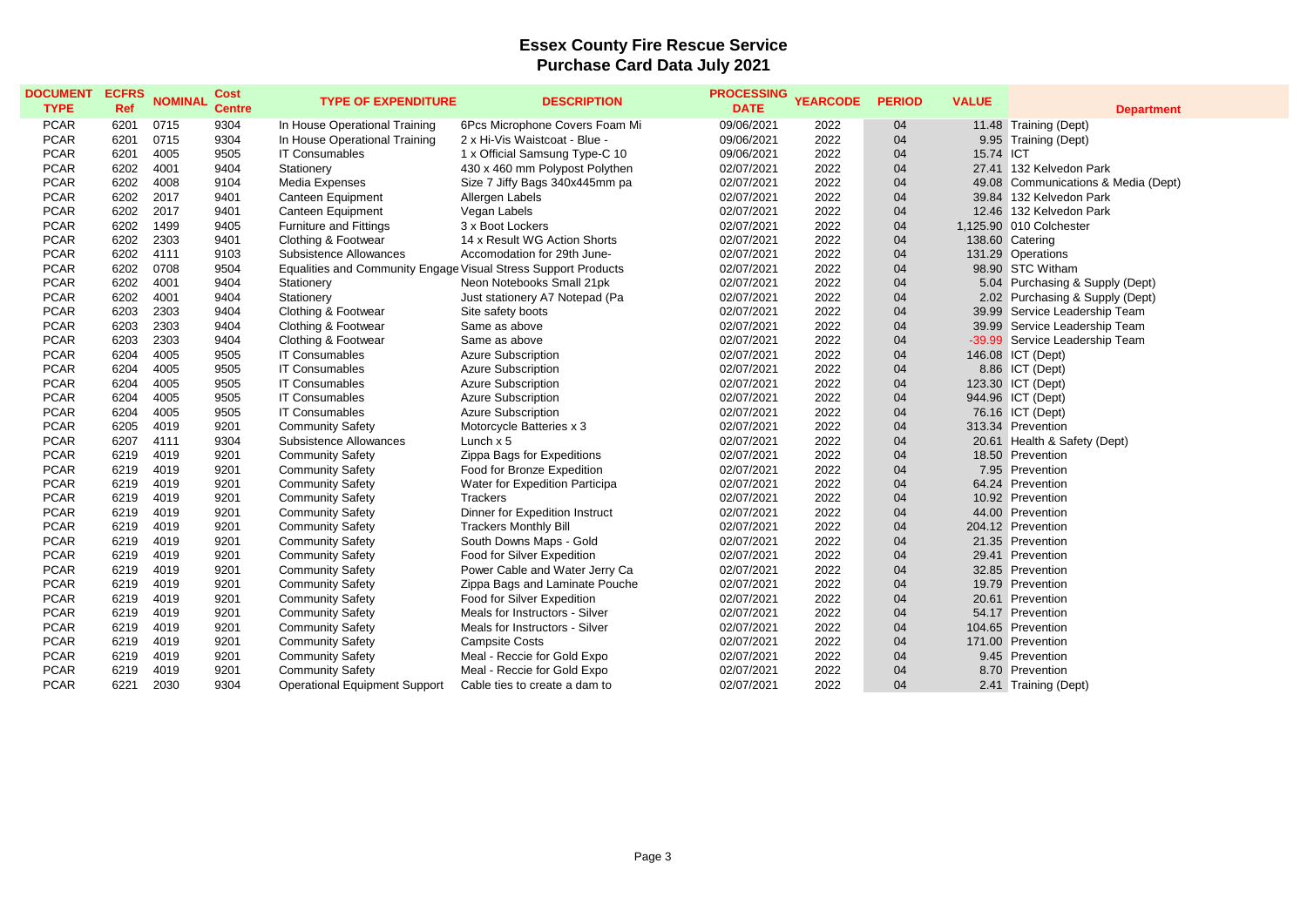# Essex County Fire Rescue Service

## Purchase Card Data July 2021

| DOCUMENT TYPE | ECFRS Ref | NOMINAL | Cost Centre | TYPE OF EXPENDITURE | DESCRIPTION | PROCESSING DATE | YEARCODE | PERIOD | VALUE | Department |
|---|---|---|---|---|---|---|---|---|---|---|
| PCAR | 6201 | 0715 | 9304 | In House Operational Training | 6Pcs Microphone Covers Foam Mi | 09/06/2021 | 2022 | 04 | 11.48 | Training (Dept) |
| PCAR | 6201 | 0715 | 9304 | In House Operational Training | 2 x Hi-Vis Waistcoat - Blue - | 09/06/2021 | 2022 | 04 | 9.95 | Training (Dept) |
| PCAR | 6201 | 4005 | 9505 | IT Consumables | 1 x Official Samsung Type-C 10 | 09/06/2021 | 2022 | 04 | 15.74 | ICT |
| PCAR | 6202 | 4001 | 9404 | Stationery | 430 x 460 mm Polypost Polythen | 02/07/2021 | 2022 | 04 | 27.41 | 132 Kelvedon Park |
| PCAR | 6202 | 4008 | 9104 | Media Expenses | Size 7 Jiffy Bags 340x445mm pa | 02/07/2021 | 2022 | 04 | 49.08 | Communications & Media (Dept) |
| PCAR | 6202 | 2017 | 9401 | Canteen Equipment | Allergen Labels | 02/07/2021 | 2022 | 04 | 39.84 | 132 Kelvedon Park |
| PCAR | 6202 | 2017 | 9401 | Canteen Equipment | Vegan Labels | 02/07/2021 | 2022 | 04 | 12.46 | 132 Kelvedon Park |
| PCAR | 6202 | 1499 | 9405 | Furniture and Fittings | 3 x Boot Lockers | 02/07/2021 | 2022 | 04 | 1,125.90 | 010 Colchester |
| PCAR | 6202 | 2303 | 9401 | Clothing & Footwear | 14 x Result WG Action Shorts | 02/07/2021 | 2022 | 04 | 138.60 | Catering |
| PCAR | 6202 | 4111 | 9103 | Subsistence Allowances | Accomodation for 29th June- | 02/07/2021 | 2022 | 04 | 131.29 | Operations |
| PCAR | 6202 | 0708 | 9504 | Equalities and Community Engage | Visual Stress Support Products | 02/07/2021 | 2022 | 04 | 98.90 | STC Witham |
| PCAR | 6202 | 4001 | 9404 | Stationery | Neon Notebooks Small 21pk | 02/07/2021 | 2022 | 04 | 5.04 | Purchasing & Supply (Dept) |
| PCAR | 6202 | 4001 | 9404 | Stationery | Just stationery A7 Notepad (Pa | 02/07/2021 | 2022 | 04 | 2.02 | Purchasing & Supply (Dept) |
| PCAR | 6203 | 2303 | 9404 | Clothing & Footwear | Site safety boots | 02/07/2021 | 2022 | 04 | 39.99 | Service Leadership Team |
| PCAR | 6203 | 2303 | 9404 | Clothing & Footwear | Same as above | 02/07/2021 | 2022 | 04 | 39.99 | Service Leadership Team |
| PCAR | 6203 | 2303 | 9404 | Clothing & Footwear | Same as above | 02/07/2021 | 2022 | 04 | -39.99 | Service Leadership Team |
| PCAR | 6204 | 4005 | 9505 | IT Consumables | Azure Subscription | 02/07/2021 | 2022 | 04 | 146.08 | ICT (Dept) |
| PCAR | 6204 | 4005 | 9505 | IT Consumables | Azure Subscription | 02/07/2021 | 2022 | 04 | 8.86 | ICT (Dept) |
| PCAR | 6204 | 4005 | 9505 | IT Consumables | Azure Subscription | 02/07/2021 | 2022 | 04 | 123.30 | ICT (Dept) |
| PCAR | 6204 | 4005 | 9505 | IT Consumables | Azure Subscription | 02/07/2021 | 2022 | 04 | 944.96 | ICT (Dept) |
| PCAR | 6204 | 4005 | 9505 | IT Consumables | Azure Subscription | 02/07/2021 | 2022 | 04 | 76.16 | ICT (Dept) |
| PCAR | 6205 | 4019 | 9201 | Community Safety | Motorcycle Batteries x 3 | 02/07/2021 | 2022 | 04 | 313.34 | Prevention |
| PCAR | 6207 | 4111 | 9304 | Subsistence Allowances | Lunch x 5 | 02/07/2021 | 2022 | 04 | 20.61 | Health & Safety (Dept) |
| PCAR | 6219 | 4019 | 9201 | Community Safety | Zippa Bags for Expeditions | 02/07/2021 | 2022 | 04 | 18.50 | Prevention |
| PCAR | 6219 | 4019 | 9201 | Community Safety | Food for Bronze Expedition | 02/07/2021 | 2022 | 04 | 7.95 | Prevention |
| PCAR | 6219 | 4019 | 9201 | Community Safety | Water for Expedition Participa | 02/07/2021 | 2022 | 04 | 64.24 | Prevention |
| PCAR | 6219 | 4019 | 9201 | Community Safety | Trackers | 02/07/2021 | 2022 | 04 | 10.92 | Prevention |
| PCAR | 6219 | 4019 | 9201 | Community Safety | Dinner for Expedition Instruct | 02/07/2021 | 2022 | 04 | 44.00 | Prevention |
| PCAR | 6219 | 4019 | 9201 | Community Safety | Trackers Monthly Bill | 02/07/2021 | 2022 | 04 | 204.12 | Prevention |
| PCAR | 6219 | 4019 | 9201 | Community Safety | South Downs Maps - Gold | 02/07/2021 | 2022 | 04 | 21.35 | Prevention |
| PCAR | 6219 | 4019 | 9201 | Community Safety | Food for Silver Expedition | 02/07/2021 | 2022 | 04 | 29.41 | Prevention |
| PCAR | 6219 | 4019 | 9201 | Community Safety | Power Cable and Water Jerry Ca | 02/07/2021 | 2022 | 04 | 32.85 | Prevention |
| PCAR | 6219 | 4019 | 9201 | Community Safety | Zippa Bags and Laminate Pouche | 02/07/2021 | 2022 | 04 | 19.79 | Prevention |
| PCAR | 6219 | 4019 | 9201 | Community Safety | Food for Silver Expedition | 02/07/2021 | 2022 | 04 | 20.61 | Prevention |
| PCAR | 6219 | 4019 | 9201 | Community Safety | Meals for Instructors - Silver | 02/07/2021 | 2022 | 04 | 54.17 | Prevention |
| PCAR | 6219 | 4019 | 9201 | Community Safety | Meals for Instructors - Silver | 02/07/2021 | 2022 | 04 | 104.65 | Prevention |
| PCAR | 6219 | 4019 | 9201 | Community Safety | Campsite Costs | 02/07/2021 | 2022 | 04 | 171.00 | Prevention |
| PCAR | 6219 | 4019 | 9201 | Community Safety | Meal - Reccie for Gold Expo | 02/07/2021 | 2022 | 04 | 9.45 | Prevention |
| PCAR | 6219 | 4019 | 9201 | Community Safety | Meal - Reccie for Gold Expo | 02/07/2021 | 2022 | 04 | 8.70 | Prevention |
| PCAR | 6221 | 2030 | 9304 | Operational Equipment Support | Cable ties to create a dam to | 02/07/2021 | 2022 | 04 | 2.41 | Training (Dept) |